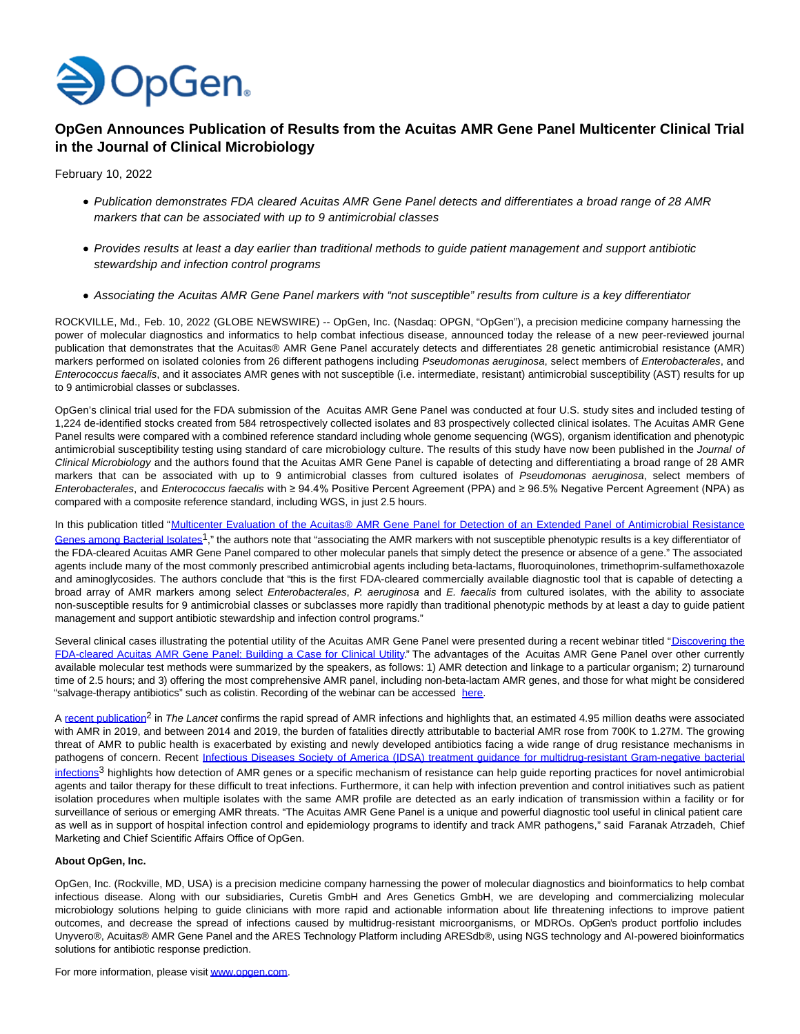# OpGen Announces Publication of Results from the Acuitas AMR Gene Panel Multicenter Clinical Trial in the Journal of Clinical Microbiology

February 10, 2022

- *Publication demonstrates FDA cleared Acuitas AMR Gene Panel detects and differentiates a broad range of 28 AMR markers that can be associated with up to 9 antimicrobial classes*
- *Provides results at least a day earlier than traditional methods to guide patient management and support antibiotic stewardship and infection control programs*
- *Associating the Acuitas AMR Gene Panel markers with "not susceptible" results from culture is a key differentiator*

ROCKVILLE, Md., Feb. 10, 2022 (GLOBE NEWSWIRE) -- OpGen, Inc. (Nasdaq: OPGN, "OpGen"), a precision medicine company harnessing the power of molecular diagnostics and informatics to help combat infectious disease, announced today the release of a new peer-reviewed journal publication that demonstrates that the Acuitas® AMR Gene Panel accurately detects and differentiates 28 genetic antimicrobial resistance (AMR) markers performed on isolated colonies from 26 different pathogens including *Pseudomonas aeruginosa*, select members of *Enterobacterales*, and *Enterococcus faecalis*, and it associates AMR genes with not susceptible (i.e. intermediate, resistant) antimicrobial susceptibility (AST) results for up to 9 antimicrobial classes or subclasses.

OpGen's clinical trial used for the FDA submission of the Acuitas AMR Gene Panel was conducted at four U.S. study sites and included testing of 1,224 de-identified stocks created from 584 retrospectively collected isolates and 83 prospectively collected clinical isolates. The Acuitas AMR Gene Panel results were compared with a combined reference standard including whole genome sequencing (WGS), organism identification and phenotypic antimicrobial susceptibility testing using standard of care microbiology culture. The results of this study have now been published in the *Journal of Clinical Microbiology* and the authors found that the Acuitas AMR Gene Panel is capable of detecting and differentiating a broad range of 28 AMR markers that can be associated with up to 9 antimicrobial classes from cultured isolates of *Pseudomonas aeruginosa*, select members of *Enterobacterales*, and *Enterococcus faecalis* with ≥ 94.4% Positive Percent Agreement (PPA) and ≥ 96.5% Negative Percent Agreement (NPA) as compared with a composite reference standard, including WGS, in just 2.5 hours.

In this publication titled "Multicenter Evaluation of the Acuitas® AMR Gene Panel for Detection of an Extended Panel of Antimicrobial Resistance Genes among Bacterial Isolates[1]," the authors note that "associating the AMR markers with not susceptible phenotypic results is a key differentiator of the FDA-cleared Acuitas AMR Gene Panel compared to other molecular panels that simply detect the presence or absence of a gene." The associated agents include many of the most commonly prescribed antimicrobial agents including beta-lactams, fluoroquinolones, trimethoprim-sulfamethoxazole and aminoglycosides. The authors conclude that "this is the first FDA-cleared commercially available diagnostic tool that is capable of detecting a broad array of AMR markers among select *Enterobacterales*, *P. aeruginosa* and *E. faecalis* from cultured isolates, with the ability to associate non-susceptible results for 9 antimicrobial classes or subclasses more rapidly than traditional phenotypic methods by at least a day to guide patient management and support antibiotic stewardship and infection control programs."

Several clinical cases illustrating the potential utility of the Acuitas AMR Gene Panel were presented during a recent webinar titled "Discovering the FDA-cleared Acuitas AMR Gene Panel: Building a Case for Clinical Utility." The advantages of the Acuitas AMR Gene Panel over other currently available molecular test methods were summarized by the speakers, as follows: 1) AMR detection and linkage to a particular organism; 2) turnaround time of 2.5 hours; and 3) offering the most comprehensive AMR panel, including non-beta-lactam AMR genes, and those for what might be considered "salvage-therapy antibiotics" such as colistin. Recording of the webinar can be accessed here.

A recent publication[2] in *The Lancet* confirms the rapid spread of AMR infections and highlights that, an estimated 4.95 million deaths were associated with AMR in 2019, and between 2014 and 2019, the burden of fatalities directly attributable to bacterial AMR rose from 700K to 1.27M. The growing threat of AMR to public health is exacerbated by existing and newly developed antibiotics facing a wide range of drug resistance mechanisms in pathogens of concern. Recent Infectious Diseases Society of America (IDSA) treatment guidance for multidrug-resistant Gram-negative bacterial infections[3] highlights how detection of AMR genes or a specific mechanism of resistance can help guide reporting practices for novel antimicrobial agents and tailor therapy for these difficult to treat infections. Furthermore, it can help with infection prevention and control initiatives such as patient isolation procedures when multiple isolates with the same AMR profile are detected as an early indication of transmission within a facility or for surveillance of serious or emerging AMR threats. "The Acuitas AMR Gene Panel is a unique and powerful diagnostic tool useful in clinical patient care as well as in support of hospital infection control and epidemiology programs to identify and track AMR pathogens," said Faranak Atrzadeh, Chief Marketing and Chief Scientific Affairs Office of OpGen.

**About OpGen, Inc.**

OpGen, Inc. (Rockville, MD, USA) is a precision medicine company harnessing the power of molecular diagnostics and bioinformatics to help combat infectious disease. Along with our subsidiaries, Curetis GmbH and Ares Genetics GmbH, we are developing and commercializing molecular microbiology solutions helping to guide clinicians with more rapid and actionable information about life threatening infections to improve patient outcomes, and decrease the spread of infections caused by multidrug-resistant microorganisms, or MDROs. OpGen's product portfolio includes Unyvero®, Acuitas® AMR Gene Panel and the ARES Technology Platform including ARESdb®, using NGS technology and AI-powered bioinformatics solutions for antibiotic response prediction.

For more information, please visit www.opgen.com.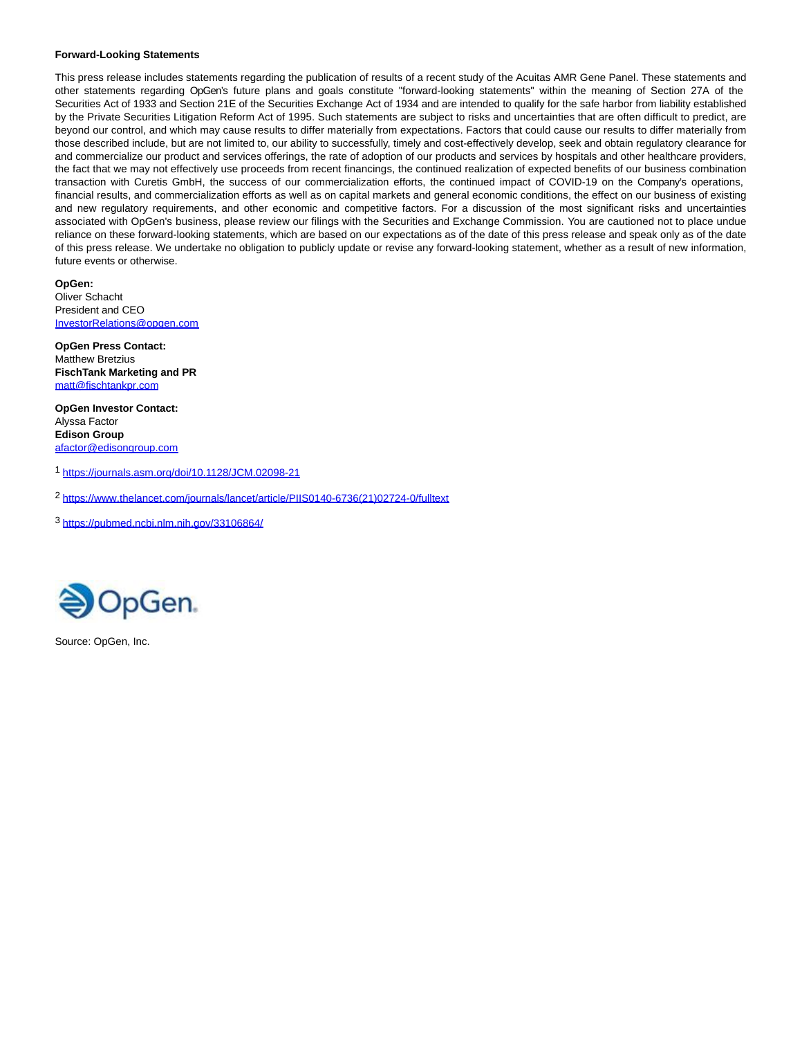**Forward-Looking Statements**

This press release includes statements regarding the publication of results of a recent study of the Acuitas AMR Gene Panel. These statements and other statements regarding OpGen's future plans and goals constitute "forward-looking statements" within the meaning of Section 27A of the Securities Act of 1933 and Section 21E of the Securities Exchange Act of 1934 and are intended to qualify for the safe harbor from liability established by the Private Securities Litigation Reform Act of 1995. Such statements are subject to risks and uncertainties that are often difficult to predict, are beyond our control, and which may cause results to differ materially from expectations. Factors that could cause our results to differ materially from those described include, but are not limited to, our ability to successfully, timely and cost-effectively develop, seek and obtain regulatory clearance for and commercialize our product and services offerings, the rate of adoption of our products and services by hospitals and other healthcare providers, the fact that we may not effectively use proceeds from recent financings, the continued realization of expected benefits of our business combination transaction with Curetis GmbH, the success of our commercialization efforts, the continued impact of COVID-19 on the Company's operations, financial results, and commercialization efforts as well as on capital markets and general economic conditions, the effect on our business of existing and new regulatory requirements, and other economic and competitive factors. For a discussion of the most significant risks and uncertainties associated with OpGen's business, please review our filings with the Securities and Exchange Commission. You are cautioned not to place undue reliance on these forward-looking statements, which are based on our expectations as of the date of this press release and speak only as of the date of this press release. We undertake no obligation to publicly update or revise any forward-looking statement, whether as a result of new information, future events or otherwise.

**OpGen:**
Oliver Schacht
President and CEO
InvestorRelations@opgen.com

**OpGen Press Contact:**
Matthew Bretzius
**FischTank Marketing and PR**
matt@fischtankpr.com

**OpGen Investor Contact:**
Alyssa Factor
**Edison Group**
afactor@edisongroup.com

[1] https://journals.asm.org/doi/10.1128/JCM.02098-21

[2] https://www.thelancet.com/journals/lancet/article/PIIS0140-6736(21)02724-0/fulltext

[3] https://pubmed.ncbi.nlm.nih.gov/33106864/

Source: OpGen, Inc.